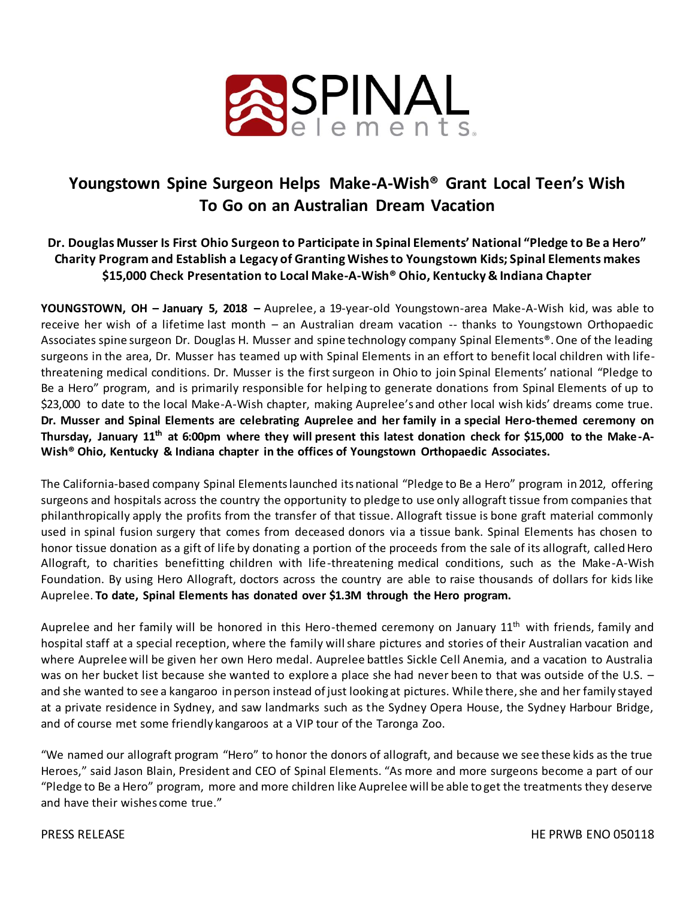SPINAL elements

# Youngstown Spine Surgeon Helps Make-A-Wish® Grant Local Teen's Wish To Go on an Australian Dream Vacation

### Dr. Douglas Musser Is First Ohio Surgeon to Participate in Spinal Elements' National "Pledge to Be a Hero" Charity Program and Establish a Legacy of Granting Wishes to Youngstown Kids; Spinal Elements makes $15,000 Check Presentation to Local Make-A-Wish® Ohio, Kentucky & Indiana Chapter

**YOUNGSTOWN, OH – January 5, 2018 –** Auprelee, a 19-year-old Youngstown-area Make-A-Wish kid, was able to receive her wish of a lifetime last month – an Australian dream vacation -- thanks to Youngstown Orthopaedic Associates spine surgeon Dr. Douglas H. Musser and spine technology company Spinal Elements®. One of the leading surgeons in the area, Dr. Musser has teamed up with Spinal Elements in an effort to benefit local children with life-threatening medical conditions. Dr. Musser is the first surgeon in Ohio to join Spinal Elements' national "Pledge to Be a Hero" program, and is primarily responsible for helping to generate donations from Spinal Elements of up to $23,000 to date to the local Make-A-Wish chapter, making Auprelee's and other local wish kids' dreams come true. **Dr. Musser and Spinal Elements are celebrating Auprelee and her family in a special Hero-themed ceremony on Thursday, January 11th at 6:00pm where they will present this latest donation check for $15,000 to the Make-A-Wish® Ohio, Kentucky & Indiana chapter in the offices of Youngstown Orthopaedic Associates.**

The California-based company Spinal Elements launched its national "Pledge to Be a Hero" program in 2012, offering surgeons and hospitals across the country the opportunity to pledge to use only allograft tissue from companies that philanthropically apply the profits from the transfer of that tissue. Allograft tissue is bone graft material commonly used in spinal fusion surgery that comes from deceased donors via a tissue bank. Spinal Elements has chosen to honor tissue donation as a gift of life by donating a portion of the proceeds from the sale of its allograft, called Hero Allograft, to charities benefitting children with life-threatening medical conditions, such as the Make-A-Wish Foundation. By using Hero Allograft, doctors across the country are able to raise thousands of dollars for kids like Auprelee. **To date, Spinal Elements has donated over $1.3M through the Hero program.**

Auprelee and her family will be honored in this Hero-themed ceremony on January 11th with friends, family and hospital staff at a special reception, where the family will share pictures and stories of their Australian vacation and where Auprelee will be given her own Hero medal. Auprelee battles Sickle Cell Anemia, and a vacation to Australia was on her bucket list because she wanted to explore a place she had never been to that was outside of the U.S. – and she wanted to see a kangaroo in person instead of just looking at pictures. While there, she and her family stayed at a private residence in Sydney, and saw landmarks such as the Sydney Opera House, the Sydney Harbour Bridge, and of course met some friendly kangaroos at a VIP tour of the Taronga Zoo.

"We named our allograft program "Hero" to honor the donors of allograft, and because we see these kids as the true Heroes," said Jason Blain, President and CEO of Spinal Elements. "As more and more surgeons become a part of our "Pledge to Be a Hero" program, more and more children like Auprelee will be able to get the treatments they deserve and have their wishes come true."

PRESS RELEASE HE PRWB ENO 050118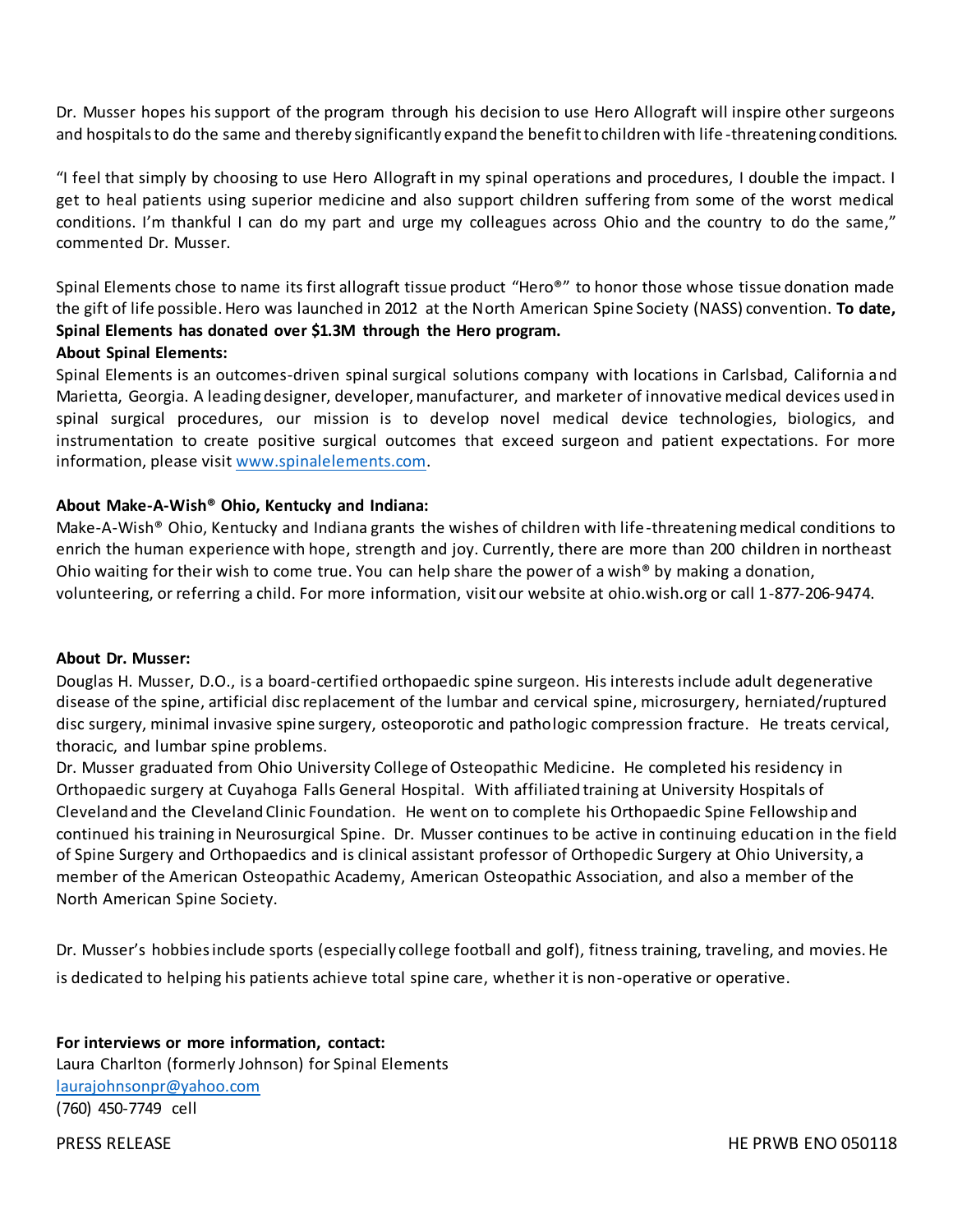Dr. Musser hopes his support of the program through his decision to use Hero Allograft will inspire other surgeons and hospitals to do the same and thereby significantly expand the benefit to children with life-threatening conditions.

"I feel that simply by choosing to use Hero Allograft in my spinal operations and procedures, I double the impact. I get to heal patients using superior medicine and also support children suffering from some of the worst medical conditions. I'm thankful I can do my part and urge my colleagues across Ohio and the country to do the same," commented Dr. Musser.

Spinal Elements chose to name its first allograft tissue product "Hero®" to honor those whose tissue donation made the gift of life possible. Hero was launched in 2012 at the North American Spine Society (NASS) convention. **To date, Spinal Elements has donated over $1.3M through the Hero program.**

**About Spinal Elements:**

Spinal Elements is an outcomes-driven spinal surgical solutions company with locations in Carlsbad, California and Marietta, Georgia. A leading designer, developer, manufacturer, and marketer of innovative medical devices used in spinal surgical procedures, our mission is to develop novel medical device technologies, biologics, and instrumentation to create positive surgical outcomes that exceed surgeon and patient expectations. For more information, please visit [www.spinalelements.com](www.spinalelements.com).

**About Make-A-Wish® Ohio, Kentucky and Indiana:**

Make-A-Wish® Ohio, Kentucky and Indiana grants the wishes of children with life-threatening medical conditions to enrich the human experience with hope, strength and joy. Currently, there are more than 200 children in northeast Ohio waiting for their wish to come true. You can help share the power of a wish® by making a donation, volunteering, or referring a child. For more information, visit our website at ohio.wish.org or call 1-877-206-9474.

**About Dr. Musser:**

Douglas H. Musser, D.O., is a board-certified orthopaedic spine surgeon. His interests include adult degenerative disease of the spine, artificial disc replacement of the lumbar and cervical spine, microsurgery, herniated/ruptured disc surgery, minimal invasive spine surgery, osteoporotic and pathologic compression fracture. He treats cervical, thoracic, and lumbar spine problems.

Dr. Musser graduated from Ohio University College of Osteopathic Medicine. He completed his residency in Orthopaedic surgery at Cuyahoga Falls General Hospital. With affiliated training at University Hospitals of Cleveland and the Cleveland Clinic Foundation. He went on to complete his Orthopaedic Spine Fellowship and continued his training in Neurosurgical Spine. Dr. Musser continues to be active in continuing education in the field of Spine Surgery and Orthopaedics and is clinical assistant professor of Orthopedic Surgery at Ohio University, a member of the American Osteopathic Academy, American Osteopathic Association, and also a member of the North American Spine Society.

Dr. Musser's hobbies include sports (especially college football and golf), fitness training, traveling, and movies. He is dedicated to helping his patients achieve total spine care, whether it is non-operative or operative.

**For interviews or more information, contact:**

Laura Charlton (formerly Johnson) for Spinal Elements
[laurajohnsonpr@yahoo.com](mailto:laurajohnsonpr@yahoo.com)
(760) 450-7749 cell

PRESS RELEASE HE PRWB ENO 050118